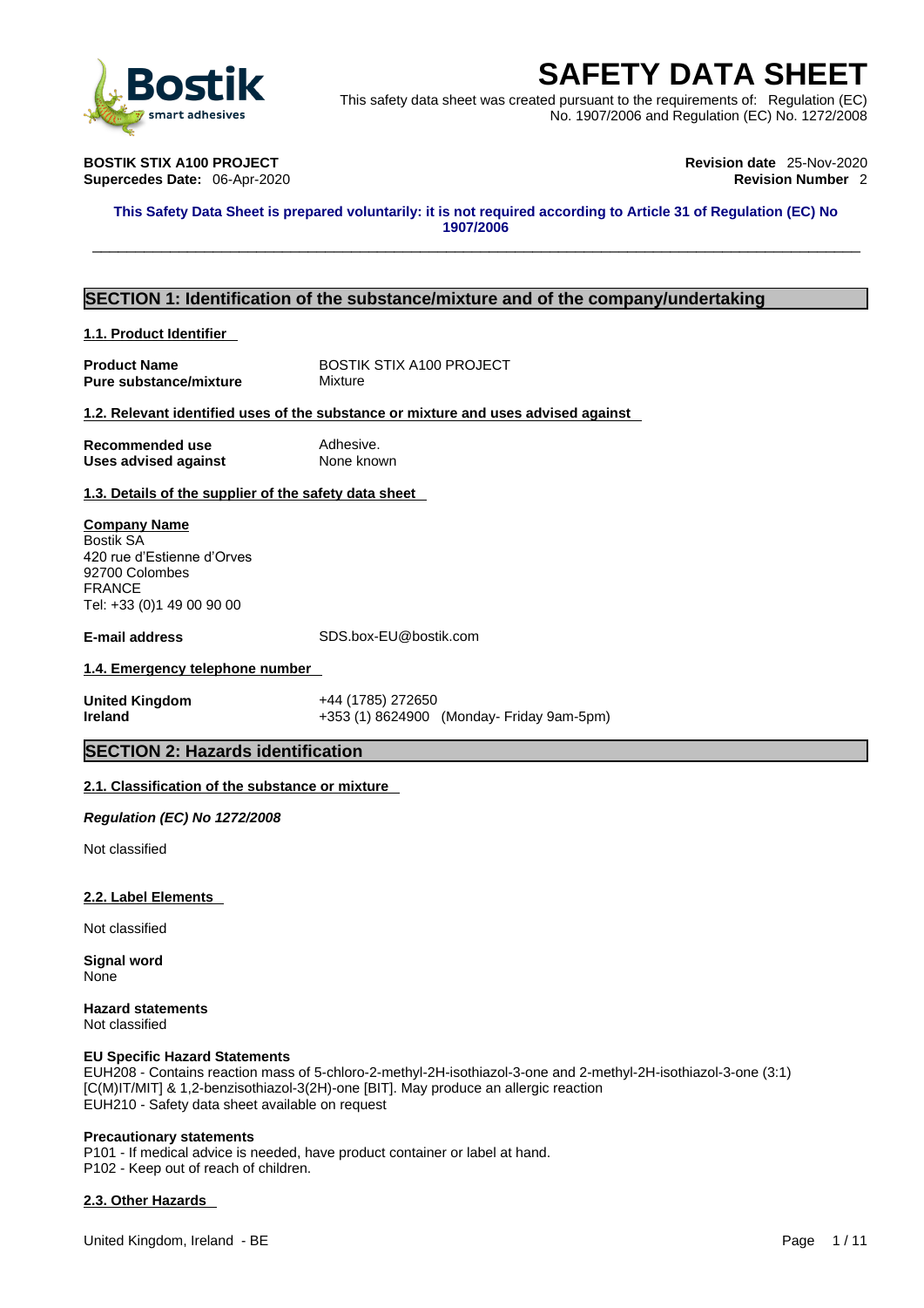# SAFETY DATA SHEET

This safety data sheet was created pursuant to the requirements of: Regulation (EC) No. 1907/2006 and Regulation (EC) No. 1272/2008

**BOSTIK STIX A100 PROJECT**
**Supersedes Date:** 06-Apr-2020

**Revision date** 25-Nov-2020
**Revision Number** 2

**This Safety Data Sheet is prepared voluntarily: it is not required according to Article 31 of Regulation (EC) No 1907/2006**

## SECTION 1: Identification of the substance/mixture and of the company/undertaking

### 1.1. Product Identifier

| | |
|---|---|
| **Product Name** | BOSTIK STIX A100 PROJECT |
| **Pure substance/mixture** | Mixture |

### 1.2. Relevant identified uses of the substance or mixture and uses advised against

| | |
|---|---|
| **Recommended use** | Adhesive. |
| **Uses advised against** | None known |

### 1.3. Details of the supplier of the safety data sheet

**Company Name**
Bostik SA
420 rue d'Estienne d'Orves
92700 Colombes
FRANCE
Tel: +33 (0)1 49 00 90 00

**E-mail address** SDS.box-EU@bostik.com

### 1.4. Emergency telephone number

| | |
|---|---|
| **United Kingdom** | +44 (1785) 272650 |
| **Ireland** | +353 (1) 8624900 (Monday- Friday 9am-5pm) |

## SECTION 2: Hazards identification

### 2.1. Classification of the substance or mixture

***Regulation (EC) No 1272/2008***

Not classified

### 2.2. Label Elements

Not classified

**Signal word**
None

**Hazard statements**
Not classified

**EU Specific Hazard Statements**
EUH208 - Contains reaction mass of 5-chloro-2-methyl-2H-isothiazol-3-one and 2-methyl-2H-isothiazol-3-one (3:1) [C(M)IT/MIT] & 1,2-benzisothiazol-3(2H)-one [BIT]. May produce an allergic reaction
EUH210 - Safety data sheet available on request

**Precautionary statements**
P101 - If medical advice is needed, have product container or label at hand.
P102 - Keep out of reach of children.

### 2.3. Other Hazards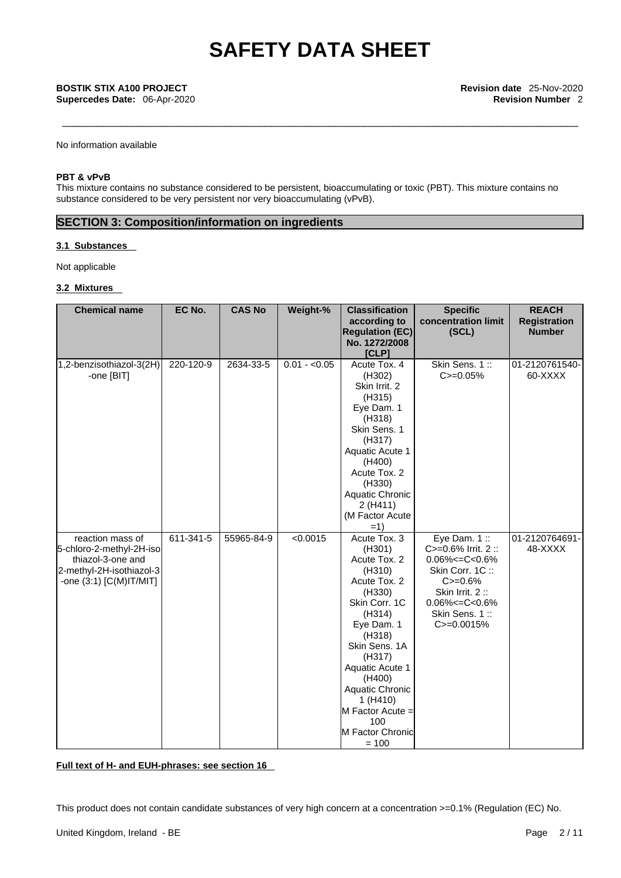No information available

**PBT & vPvB**

This mixture contains no substance considered to be persistent, bioaccumulating or toxic (PBT). This mixture contains no substance considered to be very persistent nor very bioaccumulating (vPvB).

## SECTION 3: Composition/information on ingredients

### 3.1 Substances

Not applicable

### 3.2 Mixtures

| Chemical name | EC No. | CAS No | Weight-% | Classification according to Regulation (EC) No. 1272/2008 [CLP] | Specific concentration limit (SCL) | REACH Registration Number |
|---|---|---|---|---|---|---|
| 1,2-benzisothiazol-3(2H)-one [BIT] | 220-120-9 | 2634-33-5 | 0.01 - <0.05 | Acute Tox. 4 (H302) Skin Irrit. 2 (H315) Eye Dam. 1 (H318) Skin Sens. 1 (H317) Aquatic Acute 1 (H400) Acute Tox. 2 (H330) Aquatic Chronic 2 (H411) (M Factor Acute =1) | Skin Sens. 1 :: C>=0.05% | 01-2120761540-60-XXXX |
| reaction mass of 5-chloro-2-methyl-2H-isothiazol-3-one and 2-methyl-2H-isothiazol-3-one (3:1) [C(M)IT/MIT] | 611-341-5 | 55965-84-9 | <0.0015 | Acute Tox. 3 (H301) Acute Tox. 2 (H310) Acute Tox. 2 (H330) Skin Corr. 1C (H314) Eye Dam. 1 (H318) Skin Sens. 1A (H317) Aquatic Acute 1 (H400) Aquatic Chronic 1 (H410) M Factor Acute = 100 M Factor Chronic = 100 | Eye Dam. 1 :: C>=0.6% Irrit. 2 :: 0.06%<=C<0.6% Skin Corr. 1C :: C>=0.6% Skin Irrit. 2 :: 0.06%<=C<0.6% Skin Sens. 1 :: C>=0.0015% | 01-2120764691-48-XXXX |

**Full text of H- and EUH-phrases: see section 16**

This product does not contain candidate substances of very high concern at a concentration >=0.1% (Regulation (EC) No.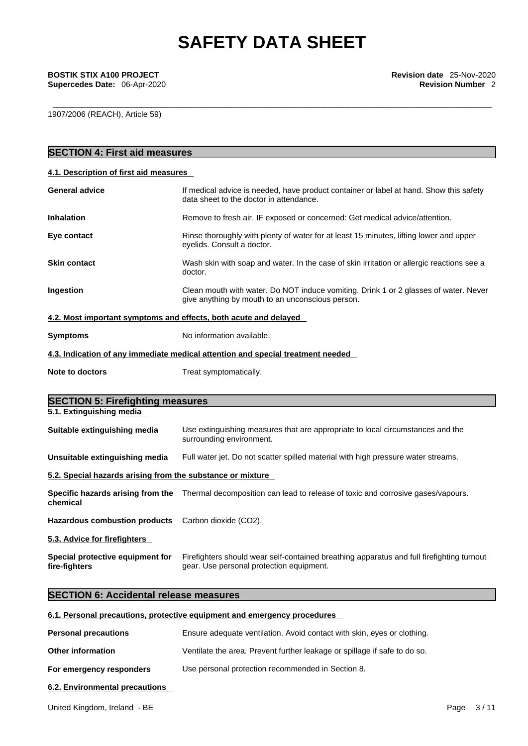1907/2006 (REACH), Article 59)

## SECTION 4: First aid measures

### 4.1. Description of first aid measures

| | |
|---|---|
| **General advice** | If medical advice is needed, have product container or label at hand. Show this safety data sheet to the doctor in attendance. |
| **Inhalation** | Remove to fresh air. IF exposed or concerned: Get medical advice/attention. |
| **Eye contact** | Rinse thoroughly with plenty of water for at least 15 minutes, lifting lower and upper eyelids. Consult a doctor. |
| **Skin contact** | Wash skin with soap and water. In the case of skin irritation or allergic reactions see a doctor. |
| **Ingestion** | Clean mouth with water. Do NOT induce vomiting. Drink 1 or 2 glasses of water. Never give anything by mouth to an unconscious person. |

### 4.2. Most important symptoms and effects, both acute and delayed

| | |
|---|---|
| **Symptoms** | No information available. |

### 4.3. Indication of any immediate medical attention and special treatment needed

| | |
|---|---|
| **Note to doctors** | Treat symptomatically. |

## SECTION 5: Firefighting measures

### 5.1. Extinguishing media

| | |
|---|---|
| **Suitable extinguishing media** | Use extinguishing measures that are appropriate to local circumstances and the surrounding environment. |
| **Unsuitable extinguishing media** | Full water jet. Do not scatter spilled material with high pressure water streams. |

### 5.2. Special hazards arising from the substance or mixture

| | |
|---|---|
| **Specific hazards arising from the chemical** | Thermal decomposition can lead to release of toxic and corrosive gases/vapours. |
| **Hazardous combustion products** | Carbon dioxide ($CO_2$). |

### 5.3. Advice for firefighters

| | |
|---|---|
| **Special protective equipment for fire-fighters** | Firefighters should wear self-contained breathing apparatus and full firefighting turnout gear. Use personal protection equipment. |

## SECTION 6: Accidental release measures

### 6.1. Personal precautions, protective equipment and emergency procedures

| | |
|---|---|
| **Personal precautions** | Ensure adequate ventilation. Avoid contact with skin, eyes or clothing. |
| **Other information** | Ventilate the area. Prevent further leakage or spillage if safe to do so. |
| **For emergency responders** | Use personal protection recommended in Section 8. |

### 6.2. Environmental precautions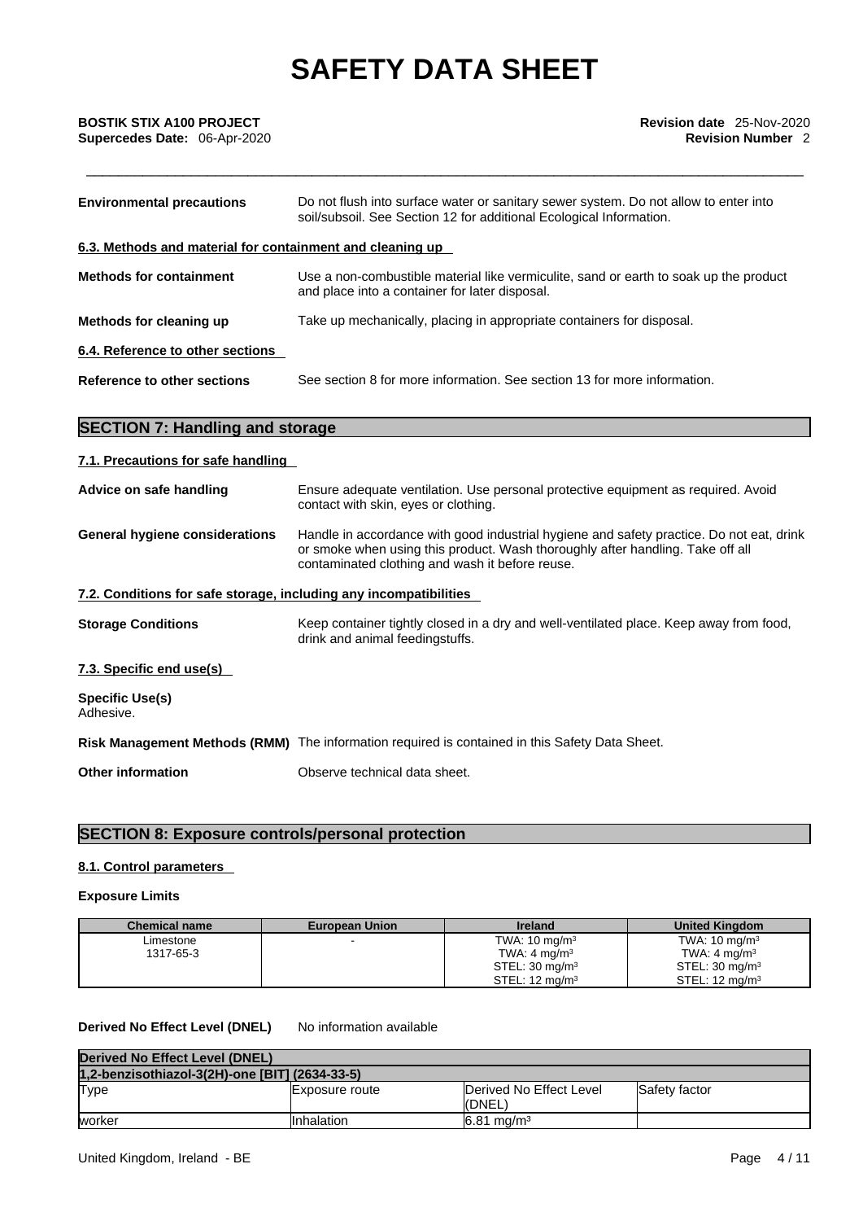**Environmental precautions** Do not flush into surface water or sanitary sewer system. Do not allow to enter into soil/subsoil. See Section 12 for additional Ecological Information.

**6.3. Methods and material for containment and cleaning up**

**Methods for containment** Use a non-combustible material like vermiculite, sand or earth to soak up the product and place into a container for later disposal.

**Methods for cleaning up** Take up mechanically, placing in appropriate containers for disposal.

**6.4. Reference to other sections**

**Reference to other sections** See section 8 for more information. See section 13 for more information.

## SECTION 7: Handling and storage

**7.1. Precautions for safe handling**

**Advice on safe handling** Ensure adequate ventilation. Use personal protective equipment as required. Avoid contact with skin, eyes or clothing.

**General hygiene considerations** Handle in accordance with good industrial hygiene and safety practice. Do not eat, drink or smoke when using this product. Wash thoroughly after handling. Take off all contaminated clothing and wash it before reuse.

**7.2. Conditions for safe storage, including any incompatibilities**

**Storage Conditions** Keep container tightly closed in a dry and well-ventilated place. Keep away from food, drink and animal feedingstuffs.

**7.3. Specific end use(s)**

**Specific Use(s)**
Adhesive.

**Risk Management Methods (RMM)** The information required is contained in this Safety Data Sheet.

**Other information** Observe technical data sheet.

## SECTION 8: Exposure controls/personal protection

**8.1. Control parameters**

**Exposure Limits**

| Chemical name | European Union | Ireland | United Kingdom |
|---|---|---|---|
| Limestone 1317-65-3 | - | TWA: 10 mg/m³ TWA: 4 mg/m³ STEL: 30 mg/m³ STEL: 12 mg/m³ | TWA: 10 mg/m³ TWA: 4 mg/m³ STEL: 30 mg/m³ STEL: 12 mg/m³ |

**Derived No Effect Level (DNEL)** No information available

| Derived No Effect Level (DNEL) | | | |
|---|---|---|---|
| 1,2-benzisothiazol-3(2H)-one [BIT] (2634-33-5) | | | |
| Type | Exposure route | Derived No Effect Level (DNEL) | Safety factor |
| worker | Inhalation | 6.81 mg/m³ | |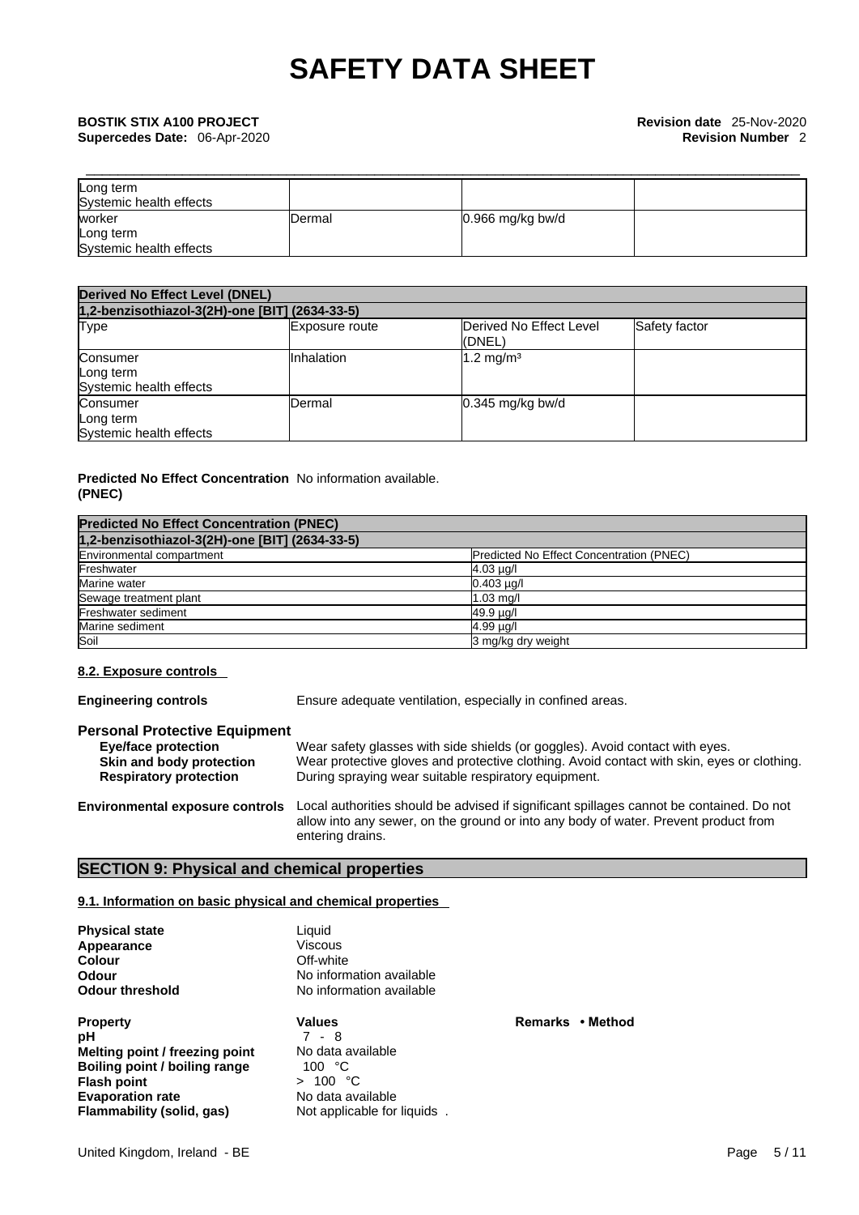| | | | |
|---|---|---|---|
| Long term<br>Systemic health effects | | | |
| worker<br>Long term<br>Systemic health effects | Dermal | 0.966 mg/kg bw/d | |

| Derived No Effect Level (DNEL) | | | |
|---|---|---|---|
| 1,2-benzisothiazol-3(2H)-one [BIT] (2634-33-5) | | | |
| Type | Exposure route | Derived No Effect Level (DNEL) | Safety factor |
| Consumer<br>Long term<br>Systemic health effects | Inhalation | 1.2 mg/m³ | |
| Consumer<br>Long term<br>Systemic health effects | Dermal | 0.345 mg/kg bw/d | |

**Predicted No Effect Concentration (PNEC)** No information available.

| Predicted No Effect Concentration (PNEC) | |
|---|---|
| 1,2-benzisothiazol-3(2H)-one [BIT] (2634-33-5) | |
| Environmental compartment | Predicted No Effect Concentration (PNEC) |
| Freshwater | 4.03 µg/l |
| Marine water | 0.403 µg/l |
| Sewage treatment plant | 1.03 mg/l |
| Freshwater sediment | 49.9 µg/l |
| Marine sediment | 4.99 µg/l |
| Soil | 3 mg/kg dry weight |

**8.2. Exposure controls**

**Engineering controls** Ensure adequate ventilation, especially in confined areas.

**Personal Protective Equipment**

**Eye/face protection** Wear safety glasses with side shields (or goggles). Avoid contact with eyes.
**Skin and body protection** Wear protective gloves and protective clothing. Avoid contact with skin, eyes or clothing.
**Respiratory protection** During spraying wear suitable respiratory equipment.

**Environmental exposure controls** Local authorities should be advised if significant spillages cannot be contained. Do not allow into any sewer, on the ground or into any body of water. Prevent product from entering drains.

## SECTION 9: Physical and chemical properties

**9.1. Information on basic physical and chemical properties**

**Physical state** Liquid
**Appearance** Viscous
**Colour** Off-white
**Odour** No information available
**Odour threshold** No information available

| Property | Values | Remarks • Method |
|---|---|---|
| pH | 7 - 8 | |
| Melting point / freezing point | No data available | |
| Boiling point / boiling range | 100 °C | |
| Flash point | > 100 °C | |
| Evaporation rate | No data available | |
| Flammability (solid, gas) | Not applicable for liquids . | |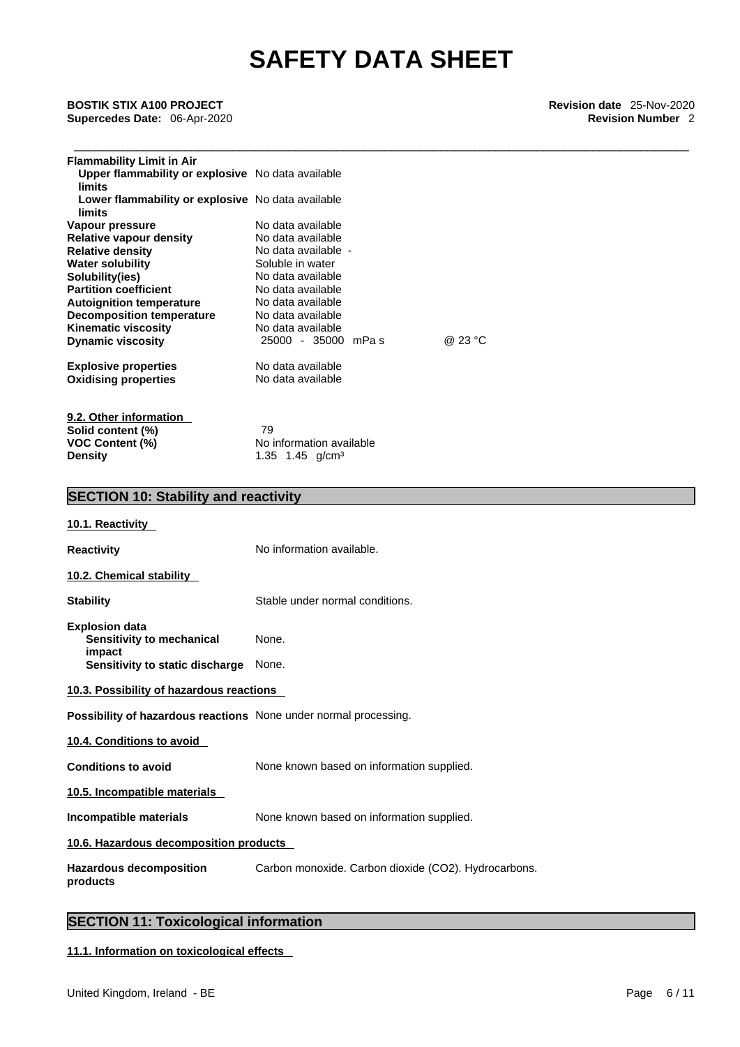| | | |
|---|---|---|
| **Flammability Limit in Air** | | |
| **Upper flammability or explosive limits** | No data available | |
| **Lower flammability or explosive limits** | No data available | |
| **Vapour pressure** | No data available | |
| **Relative vapour density** | No data available | |
| **Relative density** | No data available - | |
| **Water solubility** | Soluble in water | |
| **Solubility(ies)** | No data available | |
| **Partition coefficient** | No data available | |
| **Autoignition temperature** | No data available | |
| **Decomposition temperature** | No data available | |
| **Kinematic viscosity** | No data available | |
| **Dynamic viscosity** | 25000 - 35000 mPa s | @ 23 °C |
| **Explosive properties** | No data available | |
| **Oxidising properties** | No data available | |

**9.2. Other information**

| | |
|---|---|
| **Solid content (%)** | 79 |
| **VOC Content (%)** | No information available |
| **Density** | 1.35 1.45 g/cm³ |

## SECTION 10: Stability and reactivity

**10.1. Reactivity**

**Reactivity** No information available.

**10.2. Chemical stability**

**Stability** Stable under normal conditions.

**Explosion data**
- **Sensitivity to mechanical impact** None.
- **Sensitivity to static discharge** None.

**10.3. Possibility of hazardous reactions**

**Possibility of hazardous reactions** None under normal processing.

**10.4. Conditions to avoid**

**Conditions to avoid** None known based on information supplied.

**10.5. Incompatible materials**

**Incompatible materials** None known based on information supplied.

**10.6. Hazardous decomposition products**

**Hazardous decomposition products** Carbon monoxide. Carbon dioxide ($CO_2$). Hydrocarbons.

## SECTION 11: Toxicological information

**11.1. Information on toxicological effects**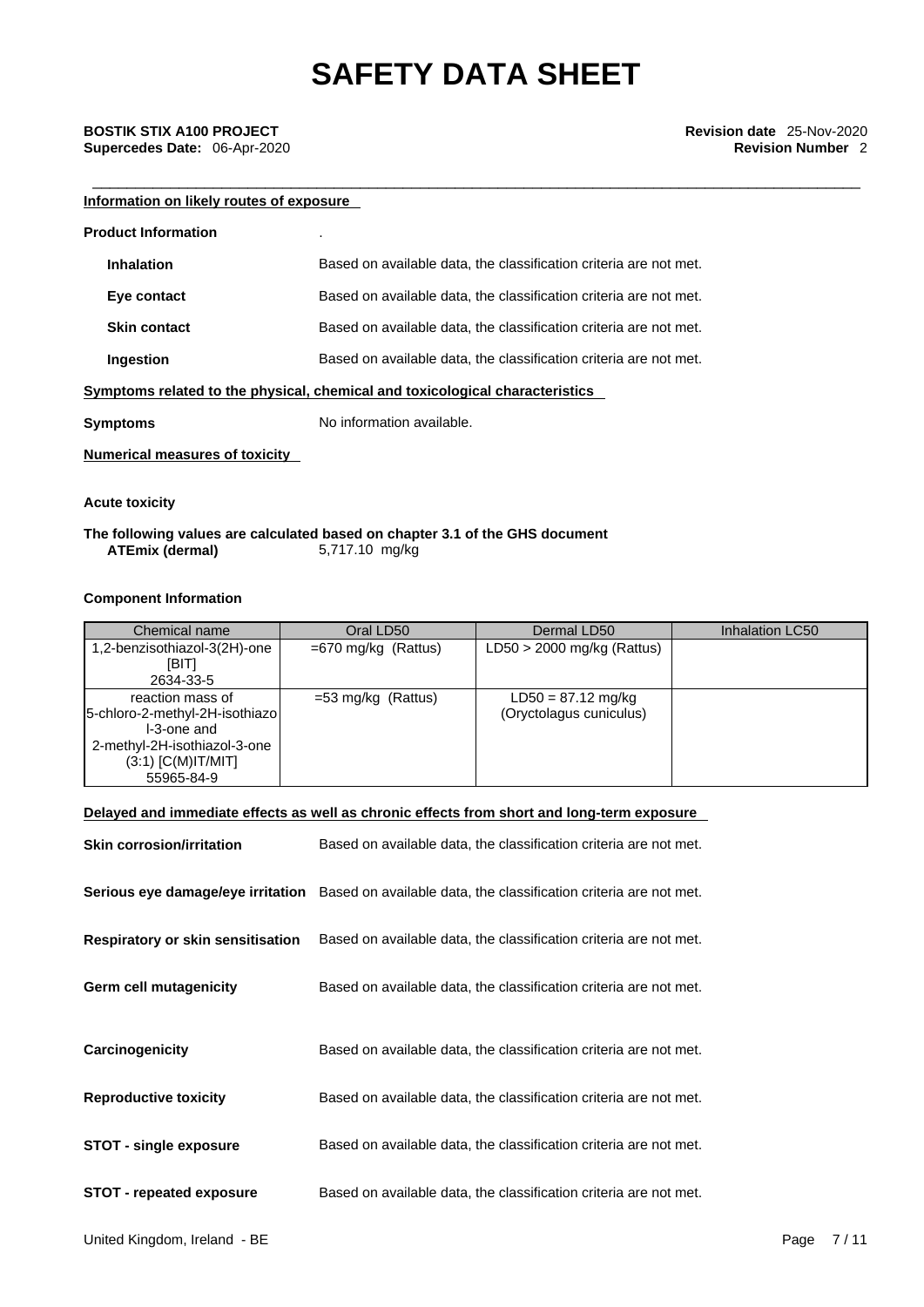#### Information on likely routes of exposure

**Product Information** .

**Inhalation** Based on available data, the classification criteria are not met.

**Eye contact** Based on available data, the classification criteria are not met.

**Skin contact** Based on available data, the classification criteria are not met.

**Ingestion** Based on available data, the classification criteria are not met.

#### Symptoms related to the physical, chemical and toxicological characteristics

**Symptoms** No information available.

#### Numerical measures of toxicity

**Acute toxicity**

**The following values are calculated based on chapter 3.1 of the GHS document**
**ATEmix (dermal)** 5,717.10 mg/kg

**Component Information**

| Chemical name | Oral LD50 | Dermal LD50 | Inhalation LC50 |
|---|---|---|---|
| 1,2-benzisothiazol-3(2H)-one [BIT] 2634-33-5 | =670 mg/kg (Rattus) | LD50 > 2000 mg/kg (Rattus) | |
| reaction mass of 5-chloro-2-methyl-2H-isothiazol-3-one and 2-methyl-2H-isothiazol-3-one (3:1) [C(M)IT/MIT] 55965-84-9 | =53 mg/kg (Rattus) | LD50 = 87.12 mg/kg (Oryctolagus cuniculus) | |

#### Delayed and immediate effects as well as chronic effects from short and long-term exposure

**Skin corrosion/irritation** Based on available data, the classification criteria are not met.

**Serious eye damage/eye irritation** Based on available data, the classification criteria are not met.

**Respiratory or skin sensitisation** Based on available data, the classification criteria are not met.

**Germ cell mutagenicity** Based on available data, the classification criteria are not met.

**Carcinogenicity** Based on available data, the classification criteria are not met.

**Reproductive toxicity** Based on available data, the classification criteria are not met.

**STOT - single exposure** Based on available data, the classification criteria are not met.

**STOT - repeated exposure** Based on available data, the classification criteria are not met.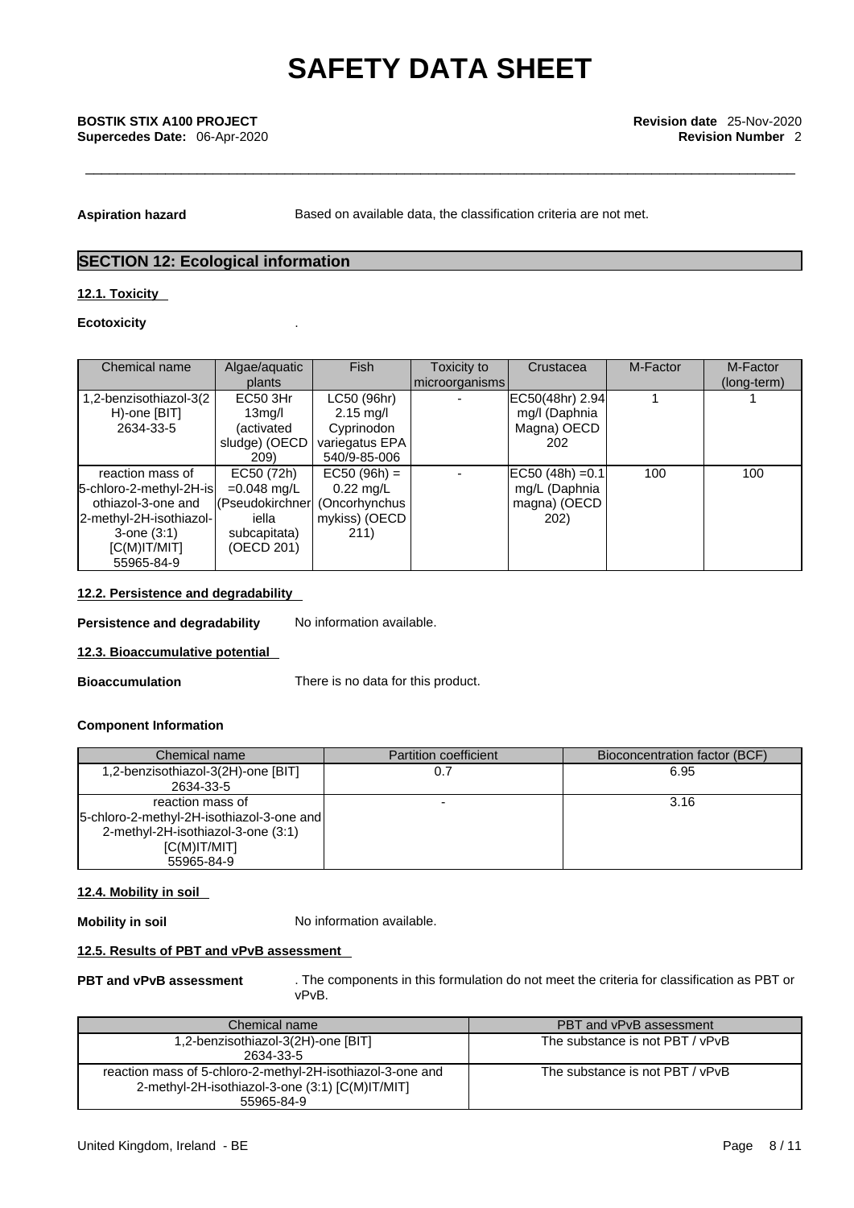**Aspiration hazard** Based on available data, the classification criteria are not met.

## SECTION 12: Ecological information

### 12.1. Toxicity

**Ecotoxicity** .

| Chemical name | Algae/aquatic plants | Fish | Toxicity to microorganisms | Crustacea | M-Factor | M-Factor (long-term) |
|---|---|---|---|---|---|---|
| 1,2-benzisothiazol-3(2H)-one [BIT] 2634-33-5 | EC50 3Hr 13mg/l (activated sludge) (OECD 209) | LC50 (96hr) 2.15 mg/l Cyprinodon variegatus EPA 540/9-85-006 | - | EC50(48hr) 2.94 mg/l (Daphnia Magna) OECD 202 | 1 | 1 |
| reaction mass of 5-chloro-2-methyl-2H-isothiazol-3-one and 2-methyl-2H-isothiazol-3-one (3:1) [C(M)IT/MIT] 55965-84-9 | EC50 (72h) =0.048 mg/L (Pseudokirchneriella subcapitata) (OECD 201) | EC50 (96h) = 0.22 mg/L (Oncorhynchus mykiss) (OECD 211) | - | EC50 (48h) =0.1 mg/L (Daphnia magna) (OECD 202) | 100 | 100 |

### 12.2. Persistence and degradability

**Persistence and degradability** No information available.

### 12.3. Bioaccumulative potential

**Bioaccumulation** There is no data for this product.

**Component Information**

| Chemical name | Partition coefficient | Bioconcentration factor (BCF) |
|---|---|---|
| 1,2-benzisothiazol-3(2H)-one [BIT] 2634-33-5 | 0.7 | 6.95 |
| reaction mass of 5-chloro-2-methyl-2H-isothiazol-3-one and 2-methyl-2H-isothiazol-3-one (3:1) [C(M)IT/MIT] 55965-84-9 | - | 3.16 |

### 12.4. Mobility in soil

**Mobility in soil** No information available.

### 12.5. Results of PBT and vPvB assessment

**PBT and vPvB assessment** . The components in this formulation do not meet the criteria for classification as PBT or vPvB.

| Chemical name | PBT and vPvB assessment |
|---|---|
| 1,2-benzisothiazol-3(2H)-one [BIT] 2634-33-5 | The substance is not PBT / vPvB |
| reaction mass of 5-chloro-2-methyl-2H-isothiazol-3-one and 2-methyl-2H-isothiazol-3-one (3:1) [C(M)IT/MIT] 55965-84-9 | The substance is not PBT / vPvB |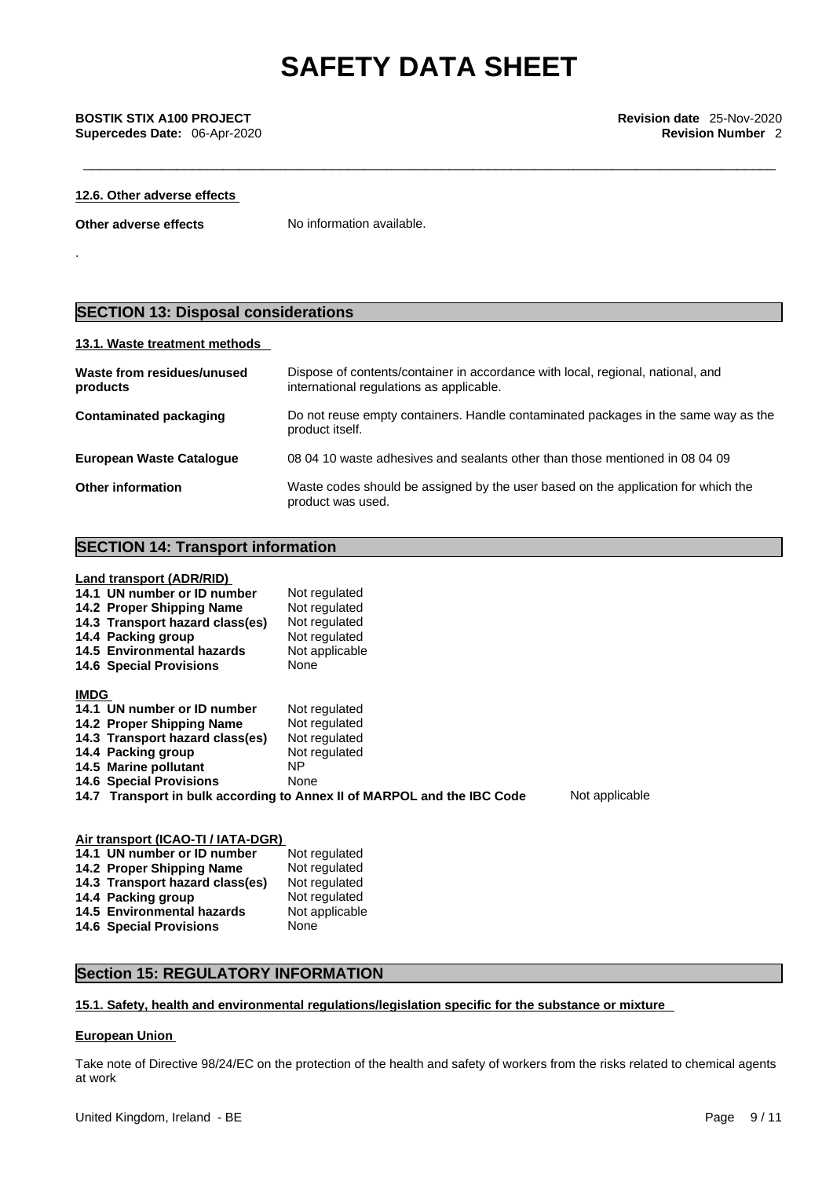#### 12.6. Other adverse effects

**Other adverse effects** No information available.

.

## SECTION 13: Disposal considerations

#### 13.1. Waste treatment methods

| | |
|---|---|
| **Waste from residues/unused products** | Dispose of contents/container in accordance with local, regional, national, and international regulations as applicable. |
| **Contaminated packaging** | Do not reuse empty containers. Handle contaminated packages in the same way as the product itself. |
| **European Waste Catalogue** | 08 04 10 waste adhesives and sealants other than those mentioned in 08 04 09 |
| **Other information** | Waste codes should be assigned by the user based on the application for which the product was used. |

## SECTION 14: Transport information

#### Land transport (ADR/RID)

| | |
|---|---|
| **14.1 UN number or ID number** | Not regulated |
| **14.2 Proper Shipping Name** | Not regulated |
| **14.3 Transport hazard class(es)** | Not regulated |
| **14.4 Packing group** | Not regulated |
| **14.5 Environmental hazards** | Not applicable |
| **14.6 Special Provisions** | None |

#### IMDG

| | |
|---|---|
| **14.1 UN number or ID number** | Not regulated |
| **14.2 Proper Shipping Name** | Not regulated |
| **14.3 Transport hazard class(es)** | Not regulated |
| **14.4 Packing group** | Not regulated |
| **14.5 Marine pollutant** | NP |
| **14.6 Special Provisions** | None |
| **14.7 Transport in bulk according to Annex II of MARPOL and the IBC Code** | Not applicable |

#### Air transport (ICAO-TI / IATA-DGR)

| | |
|---|---|
| **14.1 UN number or ID number** | Not regulated |
| **14.2 Proper Shipping Name** | Not regulated |
| **14.3 Transport hazard class(es)** | Not regulated |
| **14.4 Packing group** | Not regulated |
| **14.5 Environmental hazards** | Not applicable |
| **14.6 Special Provisions** | None |

## Section 15: REGULATORY INFORMATION

#### 15.1. Safety, health and environmental regulations/legislation specific for the substance or mixture

#### European Union

Take note of Directive 98/24/EC on the protection of the health and safety of workers from the risks related to chemical agents at work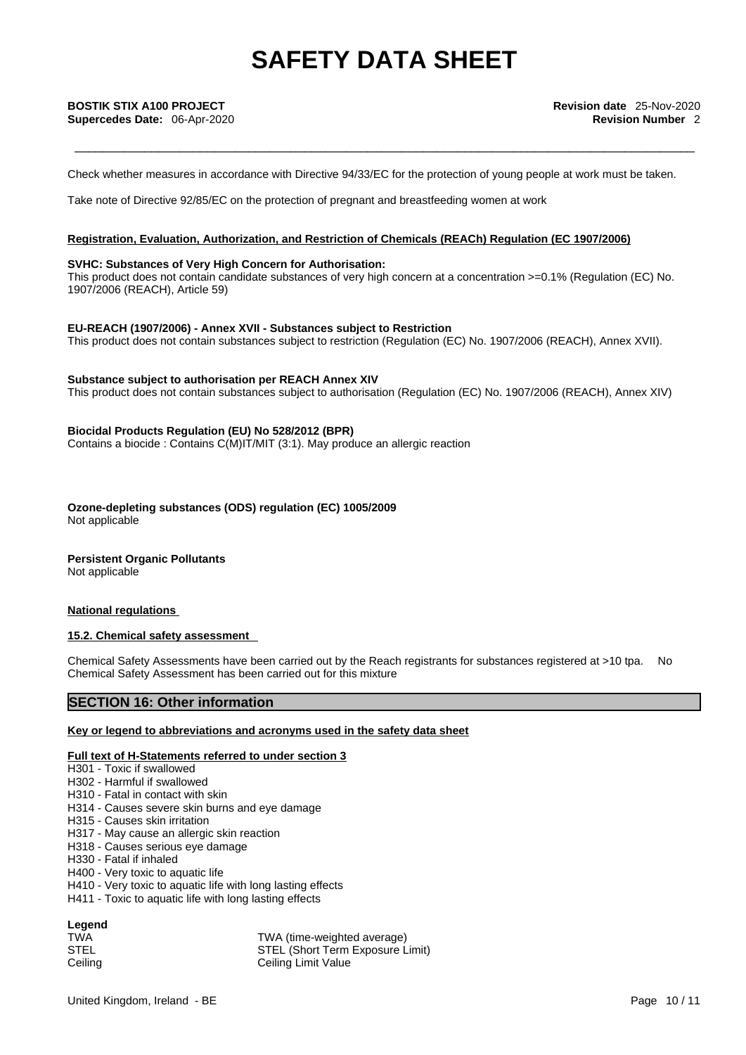Check whether measures in accordance with Directive 94/33/EC for the protection of young people at work must be taken.

Take note of Directive 92/85/EC on the protection of pregnant and breastfeeding women at work

**Registration, Evaluation, Authorization, and Restriction of Chemicals (REACh) Regulation (EC 1907/2006)**

**SVHC: Substances of Very High Concern for Authorisation:**
This product does not contain candidate substances of very high concern at a concentration >=0.1% (Regulation (EC) No. 1907/2006 (REACH), Article 59)

**EU-REACH (1907/2006) - Annex XVII - Substances subject to Restriction**
This product does not contain substances subject to restriction (Regulation (EC) No. 1907/2006 (REACH), Annex XVII).

**Substance subject to authorisation per REACH Annex XIV**
This product does not contain substances subject to authorisation (Regulation (EC) No. 1907/2006 (REACH), Annex XIV)

**Biocidal Products Regulation (EU) No 528/2012 (BPR)**
Contains a biocide : Contains C(M)IT/MIT (3:1). May produce an allergic reaction

**Ozone-depleting substances (ODS) regulation (EC) 1005/2009**
Not applicable

**Persistent Organic Pollutants**
Not applicable

**National regulations**

**15.2. Chemical safety assessment**

Chemical Safety Assessments have been carried out by the Reach registrants for substances registered at >10 tpa. No Chemical Safety Assessment has been carried out for this mixture

## SECTION 16: Other information

**Key or legend to abbreviations and acronyms used in the safety data sheet**

**Full text of H-Statements referred to under section 3**

- H301 - Toxic if swallowed
- H302 - Harmful if swallowed
- H310 - Fatal in contact with skin
- H314 - Causes severe skin burns and eye damage
- H315 - Causes skin irritation
- H317 - May cause an allergic skin reaction
- H318 - Causes serious eye damage
- H330 - Fatal if inhaled
- H400 - Very toxic to aquatic life
- H410 - Very toxic to aquatic life with long lasting effects
- H411 - Toxic to aquatic life with long lasting effects

**Legend**

| | |
|---|---|
| TWA | TWA (time-weighted average) |
| STEL | STEL (Short Term Exposure Limit) |
| Ceiling | Ceiling Limit Value |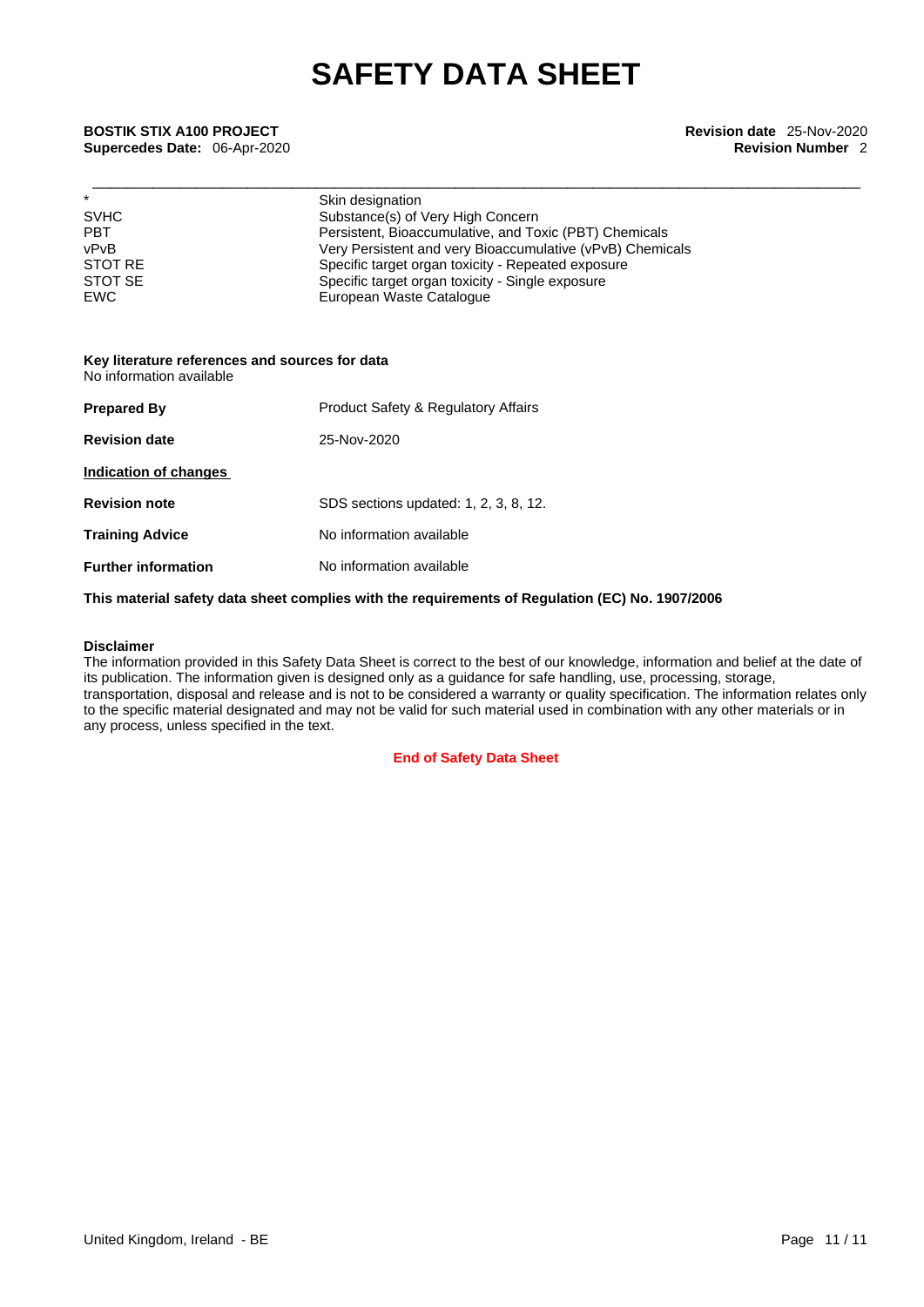| | |
|---|---|
| * | Skin designation |
| SVHC | Substance(s) of Very High Concern |
| PBT | Persistent, Bioaccumulative, and Toxic (PBT) Chemicals |
| vPvB | Very Persistent and very Bioaccumulative (vPvB) Chemicals |
| STOT RE | Specific target organ toxicity - Repeated exposure |
| STOT SE | Specific target organ toxicity - Single exposure |
| EWC | European Waste Catalogue |

**Key literature references and sources for data**
No information available

**Prepared By** Product Safety & Regulatory Affairs

**Revision date** 25-Nov-2020

**Indication of changes**

**Revision note** SDS sections updated: 1, 2, 3, 8, 12.

**Training Advice** No information available

**Further information** No information available

**This material safety data sheet complies with the requirements of Regulation (EC) No. 1907/2006**

**Disclaimer**
The information provided in this Safety Data Sheet is correct to the best of our knowledge, information and belief at the date of its publication. The information given is designed only as a guidance for safe handling, use, processing, storage, transportation, disposal and release and is not to be considered a warranty or quality specification. The information relates only to the specific material designated and may not be valid for such material used in combination with any other materials or in any process, unless specified in the text.

**End of Safety Data Sheet**